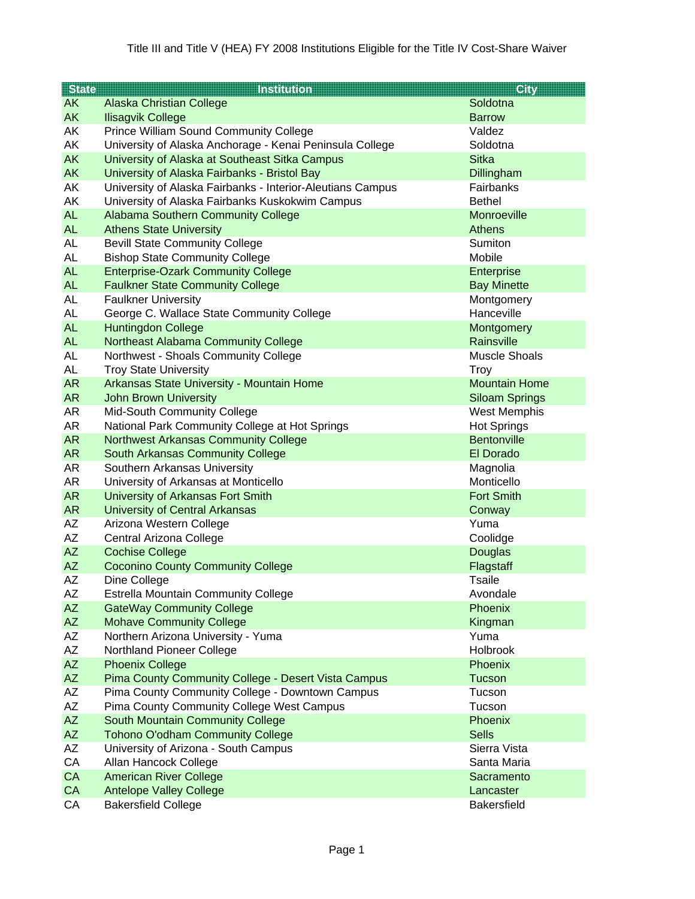# Title III and Title V (HEA) FY 2008 Institutions Eligible for the Title IV Cost-Share Waiver

| State | Institution | City |
|---|---|---|
| AK | Alaska Christian College | Soldotna |
| AK | Ilisagvik College | Barrow |
| AK | Prince William Sound Community College | Valdez |
| AK | University of Alaska Anchorage - Kenai Peninsula College | Soldotna |
| AK | University of Alaska at Southeast Sitka Campus | Sitka |
| AK | University of Alaska Fairbanks - Bristol Bay | Dillingham |
| AK | University of Alaska Fairbanks - Interior-Aleutians Campus | Fairbanks |
| AK | University of Alaska Fairbanks Kuskokwim Campus | Bethel |
| AL | Alabama Southern Community College | Monroeville |
| AL | Athens State University | Athens |
| AL | Bevill State Community College | Sumiton |
| AL | Bishop State Community College | Mobile |
| AL | Enterprise-Ozark Community College | Enterprise |
| AL | Faulkner State Community College | Bay Minette |
| AL | Faulkner University | Montgomery |
| AL | George C. Wallace State Community College | Hanceville |
| AL | Huntingdon College | Montgomery |
| AL | Northeast Alabama Community College | Rainsville |
| AL | Northwest - Shoals Community College | Muscle Shoals |
| AL | Troy State University | Troy |
| AR | Arkansas State University - Mountain Home | Mountain Home |
| AR | John Brown University | Siloam Springs |
| AR | Mid-South Community College | West Memphis |
| AR | National Park Community College at Hot Springs | Hot Springs |
| AR | Northwest Arkansas Community College | Bentonville |
| AR | South Arkansas Community College | El Dorado |
| AR | Southern Arkansas University | Magnolia |
| AR | University of Arkansas at Monticello | Monticello |
| AR | University of Arkansas Fort Smith | Fort Smith |
| AR | University of Central Arkansas | Conway |
| AZ | Arizona Western College | Yuma |
| AZ | Central Arizona College | Coolidge |
| AZ | Cochise College | Douglas |
| AZ | Coconino County Community College | Flagstaff |
| AZ | Dine College | Tsaile |
| AZ | Estrella Mountain Community College | Avondale |
| AZ | GateWay Community College | Phoenix |
| AZ | Mohave Community College | Kingman |
| AZ | Northern Arizona University - Yuma | Yuma |
| AZ | Northland Pioneer College | Holbrook |
| AZ | Phoenix College | Phoenix |
| AZ | Pima County Community College - Desert Vista Campus | Tucson |
| AZ | Pima County Community College - Downtown Campus | Tucson |
| AZ | Pima County Community College West Campus | Tucson |
| AZ | South Mountain Community College | Phoenix |
| AZ | Tohono O'odham Community College | Sells |
| AZ | University of Arizona - South Campus | Sierra Vista |
| CA | Allan Hancock College | Santa Maria |
| CA | American River College | Sacramento |
| CA | Antelope Valley College | Lancaster |
| CA | Bakersfield College | Bakersfield |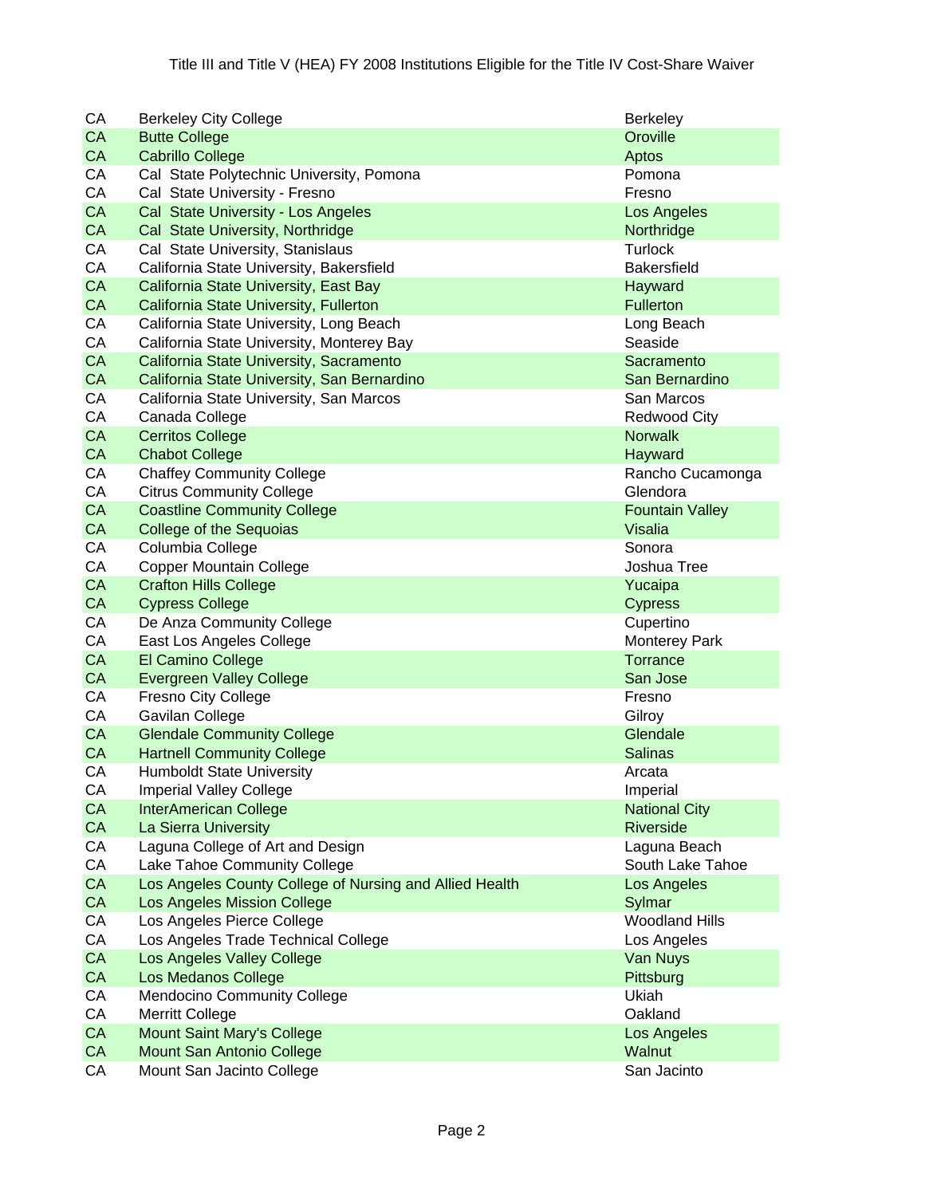Title III and Title V (HEA) FY 2008 Institutions Eligible for the Title IV Cost-Share Waiver

| | | |
|---|---|---|
| CA | Berkeley City College | Berkeley |
| CA | Butte College | Oroville |
| CA | Cabrillo College | Aptos |
| CA | Cal  State Polytechnic University, Pomona | Pomona |
| CA | Cal  State University - Fresno | Fresno |
| CA | Cal  State University - Los Angeles | Los Angeles |
| CA | Cal  State University, Northridge | Northridge |
| CA | Cal  State University, Stanislaus | Turlock |
| CA | California State University, Bakersfield | Bakersfield |
| CA | California State University, East Bay | Hayward |
| CA | California State University, Fullerton | Fullerton |
| CA | California State University, Long Beach | Long Beach |
| CA | California State University, Monterey Bay | Seaside |
| CA | California State University, Sacramento | Sacramento |
| CA | California State University, San Bernardino | San Bernardino |
| CA | California State University, San Marcos | San Marcos |
| CA | Canada College | Redwood City |
| CA | Cerritos College | Norwalk |
| CA | Chabot College | Hayward |
| CA | Chaffey Community College | Rancho Cucamonga |
| CA | Citrus Community College | Glendora |
| CA | Coastline Community College | Fountain Valley |
| CA | College of the Sequoias | Visalia |
| CA | Columbia College | Sonora |
| CA | Copper Mountain College | Joshua Tree |
| CA | Crafton Hills College | Yucaipa |
| CA | Cypress College | Cypress |
| CA | De Anza Community College | Cupertino |
| CA | East Los Angeles College | Monterey Park |
| CA | El Camino College | Torrance |
| CA | Evergreen Valley College | San Jose |
| CA | Fresno City College | Fresno |
| CA | Gavilan College | Gilroy |
| CA | Glendale Community College | Glendale |
| CA | Hartnell Community College | Salinas |
| CA | Humboldt State University | Arcata |
| CA | Imperial Valley College | Imperial |
| CA | InterAmerican College | National City |
| CA | La Sierra University | Riverside |
| CA | Laguna College of Art and Design | Laguna Beach |
| CA | Lake Tahoe Community College | South Lake Tahoe |
| CA | Los Angeles County College of Nursing and Allied Health | Los Angeles |
| CA | Los Angeles Mission College | Sylmar |
| CA | Los Angeles Pierce College | Woodland Hills |
| CA | Los Angeles Trade Technical College | Los Angeles |
| CA | Los Angeles Valley College | Van Nuys |
| CA | Los Medanos College | Pittsburg |
| CA | Mendocino Community College | Ukiah |
| CA | Merritt College | Oakland |
| CA | Mount Saint Mary's College | Los Angeles |
| CA | Mount San Antonio College | Walnut |
| CA | Mount San Jacinto College | San Jacinto |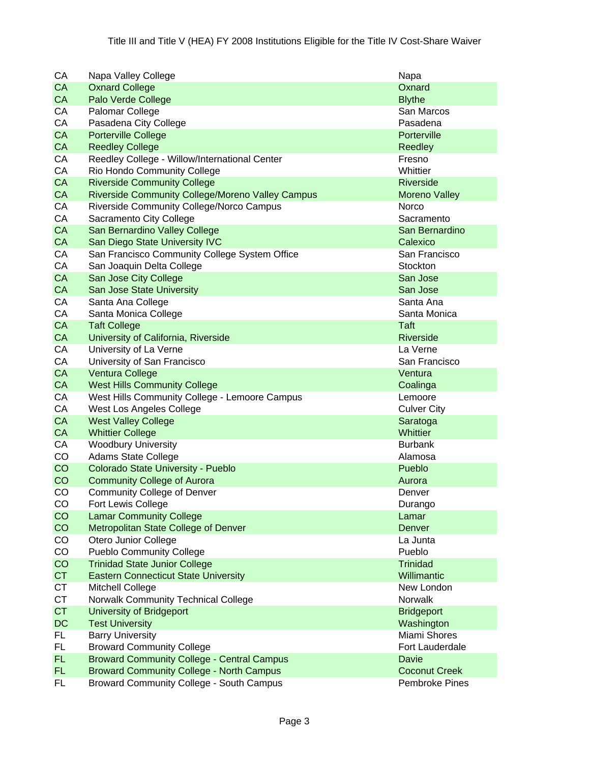Title III and Title V (HEA) FY 2008 Institutions Eligible for the Title IV Cost-Share Waiver

| | | |
|---|---|---|
| CA | Napa Valley College | Napa |
| CA | Oxnard College | Oxnard |
| CA | Palo Verde College | Blythe |
| CA | Palomar College | San Marcos |
| CA | Pasadena City College | Pasadena |
| CA | Porterville College | Porterville |
| CA | Reedley College | Reedley |
| CA | Reedley College - Willow/International Center | Fresno |
| CA | Rio Hondo Community College | Whittier |
| CA | Riverside Community College | Riverside |
| CA | Riverside Community College/Moreno Valley Campus | Moreno Valley |
| CA | Riverside Community College/Norco Campus | Norco |
| CA | Sacramento City College | Sacramento |
| CA | San Bernardino Valley College | San Bernardino |
| CA | San Diego State University IVC | Calexico |
| CA | San Francisco Community College System Office | San Francisco |
| CA | San Joaquin Delta College | Stockton |
| CA | San Jose City College | San Jose |
| CA | San Jose State University | San Jose |
| CA | Santa Ana College | Santa Ana |
| CA | Santa Monica College | Santa Monica |
| CA | Taft College | Taft |
| CA | University of California, Riverside | Riverside |
| CA | University of La Verne | La Verne |
| CA | University of San Francisco | San Francisco |
| CA | Ventura College | Ventura |
| CA | West Hills Community College | Coalinga |
| CA | West Hills Community College - Lemoore Campus | Lemoore |
| CA | West Los Angeles College | Culver City |
| CA | West Valley College | Saratoga |
| CA | Whittier College | Whittier |
| CA | Woodbury University | Burbank |
| CO | Adams State College | Alamosa |
| CO | Colorado State University - Pueblo | Pueblo |
| CO | Community College of Aurora | Aurora |
| CO | Community College of Denver | Denver |
| CO | Fort Lewis College | Durango |
| CO | Lamar Community College | Lamar |
| CO | Metropolitan State College of Denver | Denver |
| CO | Otero Junior College | La Junta |
| CO | Pueblo Community College | Pueblo |
| CO | Trinidad State Junior College | Trinidad |
| CT | Eastern Connecticut State University | Willimantic |
| CT | Mitchell College | New London |
| CT | Norwalk Community Technical College | Norwalk |
| CT | University of Bridgeport | Bridgeport |
| DC | Test University | Washington |
| FL | Barry University | Miami Shores |
| FL | Broward Community College | Fort Lauderdale |
| FL | Broward Community College - Central Campus | Davie |
| FL | Broward Community College - North Campus | Coconut Creek |
| FL | Broward Community College - South Campus | Pembroke Pines |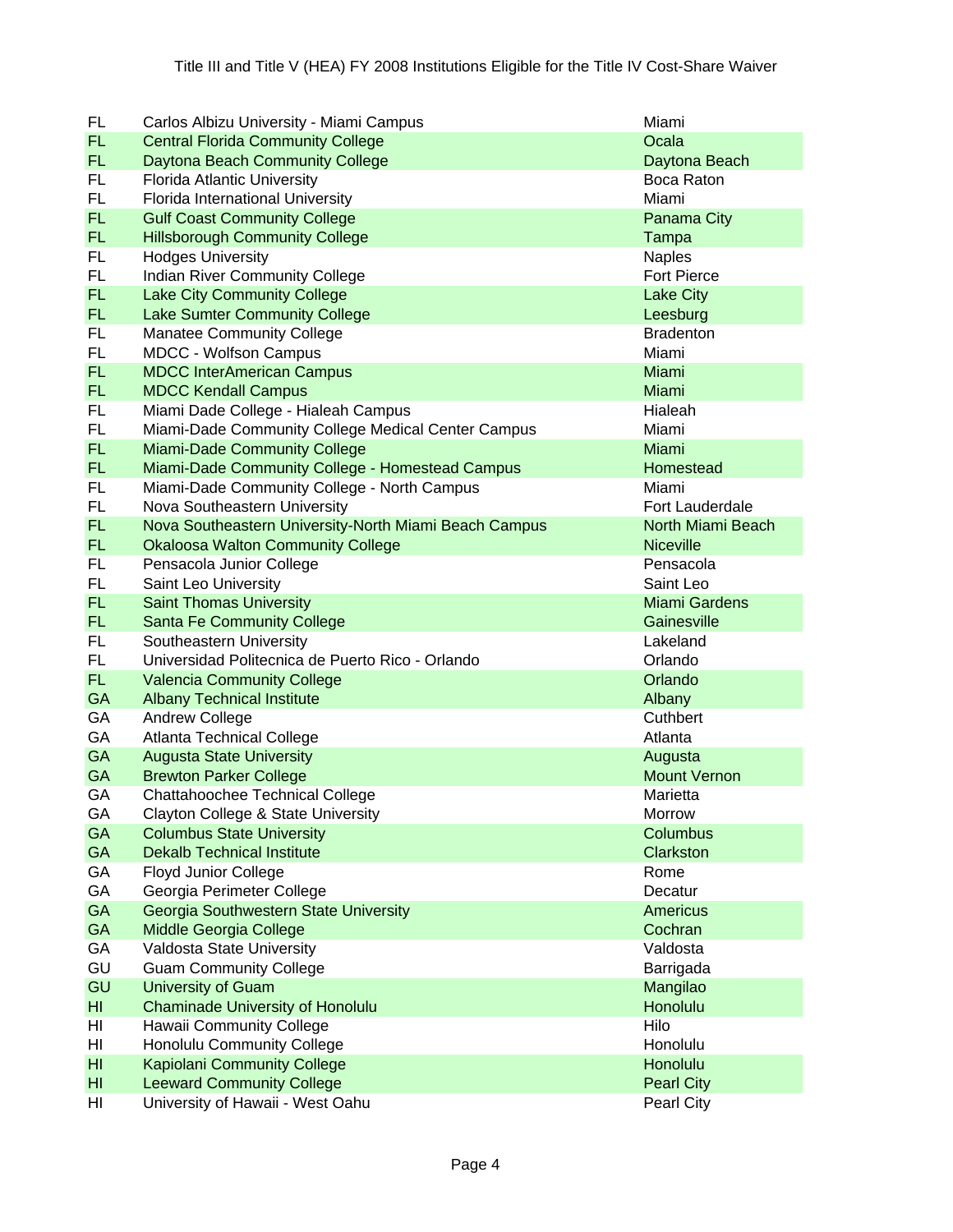| | | |
|---|---|---|
| FL | Carlos Albizu University - Miami Campus | Miami |
| FL | Central Florida Community College | Ocala |
| FL | Daytona Beach Community College | Daytona Beach |
| FL | Florida Atlantic University | Boca Raton |
| FL | Florida International University | Miami |
| FL | Gulf Coast Community College | Panama City |
| FL | Hillsborough Community College | Tampa |
| FL | Hodges University | Naples |
| FL | Indian River Community College | Fort Pierce |
| FL | Lake City Community College | Lake City |
| FL | Lake Sumter Community College | Leesburg |
| FL | Manatee Community College | Bradenton |
| FL | MDCC - Wolfson Campus | Miami |
| FL | MDCC InterAmerican Campus | Miami |
| FL | MDCC Kendall Campus | Miami |
| FL | Miami Dade College - Hialeah Campus | Hialeah |
| FL | Miami-Dade Community College Medical Center Campus | Miami |
| FL | Miami-Dade Community College | Miami |
| FL | Miami-Dade Community College - Homestead Campus | Homestead |
| FL | Miami-Dade Community College - North Campus | Miami |
| FL | Nova Southeastern University | Fort Lauderdale |
| FL | Nova Southeastern University-North Miami Beach Campus | North Miami Beach |
| FL | Okaloosa Walton Community College | Niceville |
| FL | Pensacola Junior College | Pensacola |
| FL | Saint Leo University | Saint Leo |
| FL | Saint Thomas University | Miami Gardens |
| FL | Santa Fe Community College | Gainesville |
| FL | Southeastern University | Lakeland |
| FL | Universidad Politecnica de Puerto Rico - Orlando | Orlando |
| FL | Valencia Community College | Orlando |
| GA | Albany Technical Institute | Albany |
| GA | Andrew College | Cuthbert |
| GA | Atlanta Technical College | Atlanta |
| GA | Augusta State University | Augusta |
| GA | Brewton Parker College | Mount Vernon |
| GA | Chattahoochee Technical College | Marietta |
| GA | Clayton College & State University | Morrow |
| GA | Columbus State University | Columbus |
| GA | Dekalb Technical Institute | Clarkston |
| GA | Floyd Junior College | Rome |
| GA | Georgia Perimeter College | Decatur |
| GA | Georgia Southwestern State University | Americus |
| GA | Middle Georgia College | Cochran |
| GA | Valdosta State University | Valdosta |
| GU | Guam Community College | Barrigada |
| GU | University of Guam | Mangilao |
| HI | Chaminade University of Honolulu | Honolulu |
| HI | Hawaii Community College | Hilo |
| HI | Honolulu Community College | Honolulu |
| HI | Kapiolani Community College | Honolulu |
| HI | Leeward Community College | Pearl City |
| HI | University of Hawaii - West Oahu | Pearl City |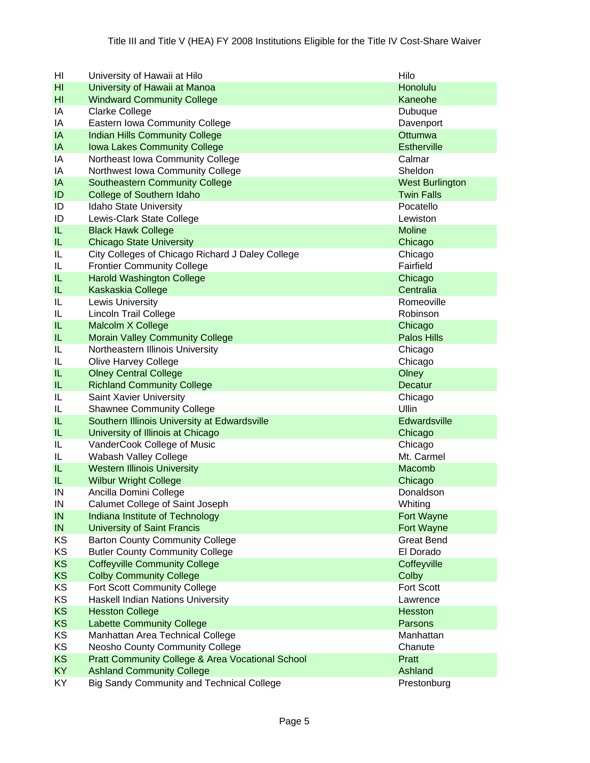Title III and Title V (HEA) FY 2008 Institutions Eligible for the Title IV Cost-Share Waiver

| | | |
|---|---|---|
| HI | University of Hawaii at Hilo | Hilo |
| HI | University of Hawaii at Manoa | Honolulu |
| HI | Windward Community College | Kaneohe |
| IA | Clarke College | Dubuque |
| IA | Eastern Iowa Community College | Davenport |
| IA | Indian Hills Community College | Ottumwa |
| IA | Iowa Lakes Community College | Estherville |
| IA | Northeast Iowa Community College | Calmar |
| IA | Northwest Iowa Community College | Sheldon |
| IA | Southeastern Community College | West Burlington |
| ID | College of Southern Idaho | Twin Falls |
| ID | Idaho State University | Pocatello |
| ID | Lewis-Clark State College | Lewiston |
| IL | Black Hawk College | Moline |
| IL | Chicago State University | Chicago |
| IL | City Colleges of Chicago Richard J Daley College | Chicago |
| IL | Frontier Community College | Fairfield |
| IL | Harold Washington College | Chicago |
| IL | Kaskaskia College | Centralia |
| IL | Lewis University | Romeoville |
| IL | Lincoln Trail College | Robinson |
| IL | Malcolm X College | Chicago |
| IL | Morain Valley Community College | Palos Hills |
| IL | Northeastern Illinois University | Chicago |
| IL | Olive Harvey College | Chicago |
| IL | Olney Central College | Olney |
| IL | Richland Community College | Decatur |
| IL | Saint Xavier University | Chicago |
| IL | Shawnee Community College | Ullin |
| IL | Southern Illinois University at Edwardsville | Edwardsville |
| IL | University of Illinois at Chicago | Chicago |
| IL | VanderCook College of Music | Chicago |
| IL | Wabash Valley College | Mt. Carmel |
| IL | Western Illinois University | Macomb |
| IL | Wilbur Wright College | Chicago |
| IN | Ancilla Domini College | Donaldson |
| IN | Calumet College of Saint Joseph | Whiting |
| IN | Indiana Institute of Technology | Fort Wayne |
| IN | University of Saint Francis | Fort Wayne |
| KS | Barton County Community College | Great Bend |
| KS | Butler County Community College | El Dorado |
| KS | Coffeyville Community College | Coffeyville |
| KS | Colby Community College | Colby |
| KS | Fort Scott Community College | Fort Scott |
| KS | Haskell Indian Nations University | Lawrence |
| KS | Hesston College | Hesston |
| KS | Labette Community College | Parsons |
| KS | Manhattan Area Technical College | Manhattan |
| KS | Neosho County Community College | Chanute |
| KS | Pratt Community College & Area Vocational School | Pratt |
| KY | Ashland Community College | Ashland |
| KY | Big Sandy Community and Technical College | Prestonburg |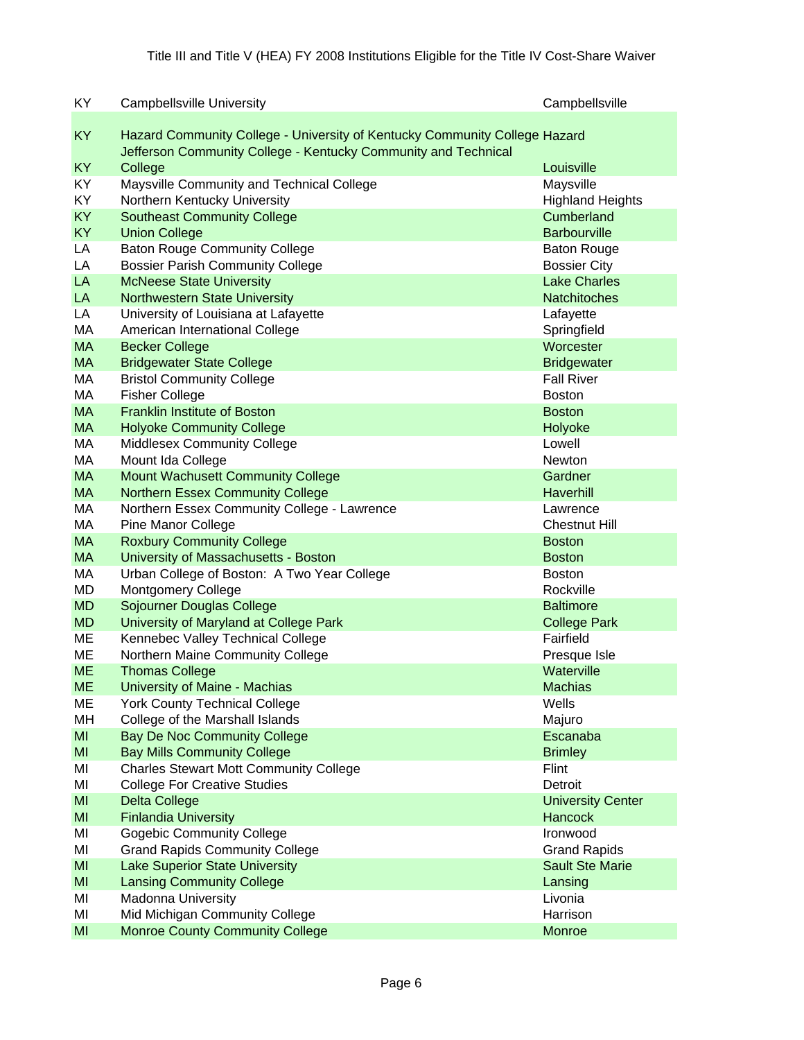Title III and Title V (HEA) FY 2008 Institutions Eligible for the Title IV Cost-Share Waiver

| State | Institution | City |
|---|---|---|
| KY | Campbellsville University | Campbellsville |
| KY | Hazard Community College - University of Kentucky Community College | Hazard |
| KY | Jefferson Community College - Kentucky Community and Technical College | Louisville |
| KY | Maysville Community and Technical College | Maysville |
| KY | Northern Kentucky University | Highland Heights |
| KY | Southeast Community College | Cumberland |
| KY | Union College | Barbourville |
| LA | Baton Rouge Community College | Baton Rouge |
| LA | Bossier Parish Community College | Bossier City |
| LA | McNeese State University | Lake Charles |
| LA | Northwestern State University | Natchitoches |
| LA | University of Louisiana at Lafayette | Lafayette |
| MA | American International College | Springfield |
| MA | Becker College | Worcester |
| MA | Bridgewater State College | Bridgewater |
| MA | Bristol Community College | Fall River |
| MA | Fisher College | Boston |
| MA | Franklin Institute of Boston | Boston |
| MA | Holyoke Community College | Holyoke |
| MA | Middlesex Community College | Lowell |
| MA | Mount Ida College | Newton |
| MA | Mount Wachusett Community College | Gardner |
| MA | Northern Essex Community College | Haverhill |
| MA | Northern Essex Community College - Lawrence | Lawrence |
| MA | Pine Manor College | Chestnut Hill |
| MA | Roxbury Community College | Boston |
| MA | University of Massachusetts - Boston | Boston |
| MA | Urban College of Boston: A Two Year College | Boston |
| MD | Montgomery College | Rockville |
| MD | Sojourner Douglas College | Baltimore |
| MD | University of Maryland at College Park | College Park |
| ME | Kennebec Valley Technical College | Fairfield |
| ME | Northern Maine Community College | Presque Isle |
| ME | Thomas College | Waterville |
| ME | University of Maine - Machias | Machias |
| ME | York County Technical College | Wells |
| MH | College of the Marshall Islands | Majuro |
| MI | Bay De Noc Community College | Escanaba |
| MI | Bay Mills Community College | Brimley |
| MI | Charles Stewart Mott Community College | Flint |
| MI | College For Creative Studies | Detroit |
| MI | Delta College | University Center |
| MI | Finlandia University | Hancock |
| MI | Gogebic Community College | Ironwood |
| MI | Grand Rapids Community College | Grand Rapids |
| MI | Lake Superior State University | Sault Ste Marie |
| MI | Lansing Community College | Lansing |
| MI | Madonna University | Livonia |
| MI | Mid Michigan Community College | Harrison |
| MI | Monroe County Community College | Monroe |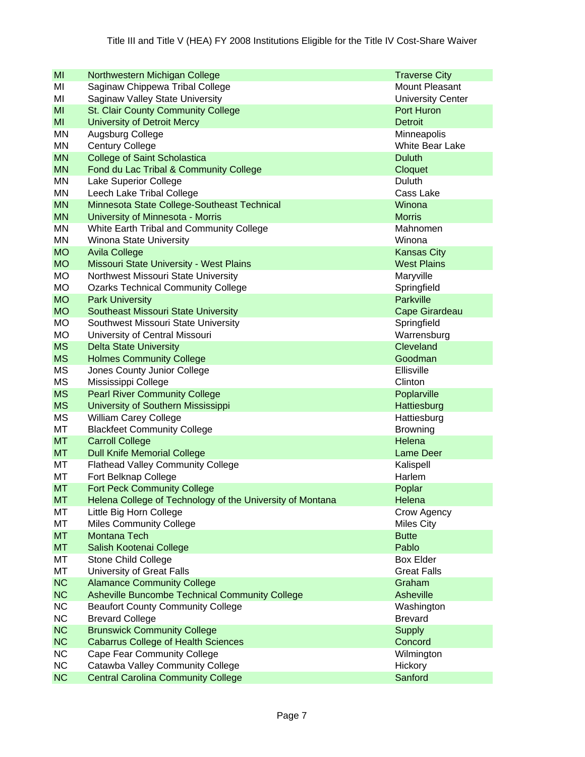| | | |
|---|---|---|
| MI | Northwestern Michigan College | Traverse City |
| MI | Saginaw Chippewa Tribal College | Mount Pleasant |
| MI | Saginaw Valley State University | University Center |
| MI | St. Clair County Community College | Port Huron |
| MI | University of Detroit Mercy | Detroit |
| MN | Augsburg College | Minneapolis |
| MN | Century College | White Bear Lake |
| MN | College of Saint Scholastica | Duluth |
| MN | Fond du Lac Tribal & Community College | Cloquet |
| MN | Lake Superior College | Duluth |
| MN | Leech Lake Tribal College | Cass Lake |
| MN | Minnesota State College-Southeast Technical | Winona |
| MN | University of Minnesota - Morris | Morris |
| MN | White Earth Tribal and Community College | Mahnomen |
| MN | Winona State University | Winona |
| MO | Avila College | Kansas City |
| MO | Missouri State University - West Plains | West Plains |
| MO | Northwest Missouri State University | Maryville |
| MO | Ozarks Technical Community College | Springfield |
| MO | Park University | Parkville |
| MO | Southeast Missouri State University | Cape Girardeau |
| MO | Southwest Missouri State University | Springfield |
| MO | University of Central Missouri | Warrensburg |
| MS | Delta State University | Cleveland |
| MS | Holmes Community College | Goodman |
| MS | Jones County Junior College | Ellisville |
| MS | Mississippi College | Clinton |
| MS | Pearl River Community College | Poplarville |
| MS | University of Southern Mississippi | Hattiesburg |
| MS | William Carey College | Hattiesburg |
| MT | Blackfeet Community College | Browning |
| MT | Carroll College | Helena |
| MT | Dull Knife Memorial College | Lame Deer |
| MT | Flathead Valley Community College | Kalispell |
| MT | Fort Belknap College | Harlem |
| MT | Fort Peck Community College | Poplar |
| MT | Helena College of Technology of the University of Montana | Helena |
| MT | Little Big Horn College | Crow Agency |
| MT | Miles Community College | Miles City |
| MT | Montana Tech | Butte |
| MT | Salish Kootenai College | Pablo |
| MT | Stone Child College | Box Elder |
| MT | University of Great Falls | Great Falls |
| NC | Alamance Community College | Graham |
| NC | Asheville Buncombe Technical Community College | Asheville |
| NC | Beaufort County Community College | Washington |
| NC | Brevard College | Brevard |
| NC | Brunswick Community College | Supply |
| NC | Cabarrus College of Health Sciences | Concord |
| NC | Cape Fear Community College | Wilmington |
| NC | Catawba Valley Community College | Hickory |
| NC | Central Carolina Community College | Sanford |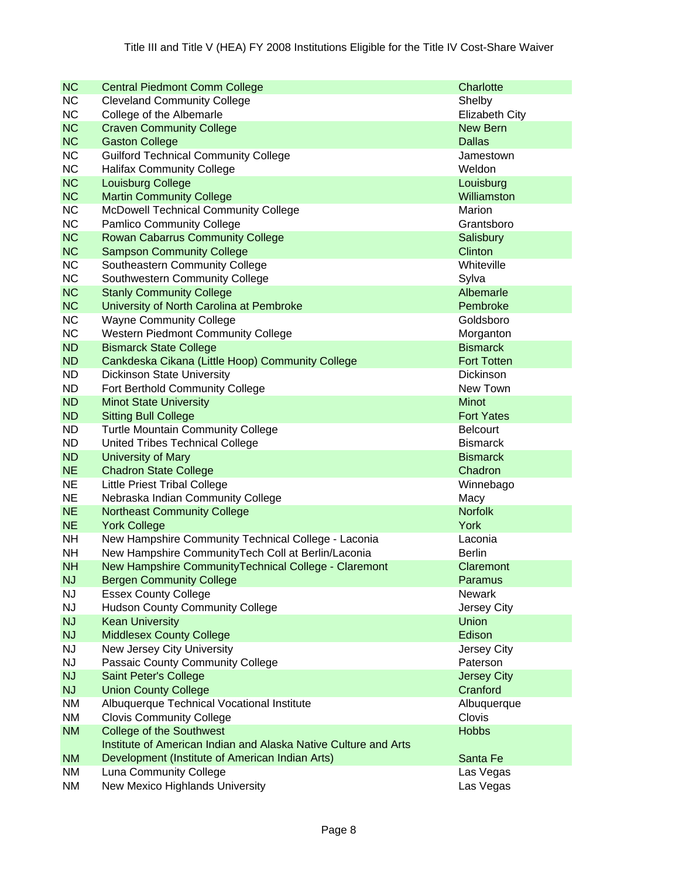Title III and Title V (HEA) FY 2008 Institutions Eligible for the Title IV Cost-Share Waiver

| | | |
|---|---|---|
| NC | Central Piedmont Comm College | Charlotte |
| NC | Cleveland Community College | Shelby |
| NC | College of the Albemarle | Elizabeth City |
| NC | Craven Community College | New Bern |
| NC | Gaston College | Dallas |
| NC | Guilford Technical Community College | Jamestown |
| NC | Halifax Community College | Weldon |
| NC | Louisburg College | Louisburg |
| NC | Martin Community College | Williamston |
| NC | McDowell Technical Community College | Marion |
| NC | Pamlico Community College | Grantsboro |
| NC | Rowan Cabarrus Community College | Salisbury |
| NC | Sampson Community College | Clinton |
| NC | Southeastern Community College | Whiteville |
| NC | Southwestern Community College | Sylva |
| NC | Stanly Community College | Albemarle |
| NC | University of North Carolina at Pembroke | Pembroke |
| NC | Wayne Community College | Goldsboro |
| NC | Western Piedmont Community College | Morganton |
| ND | Bismarck State College | Bismarck |
| ND | Cankdeska Cikana (Little Hoop) Community College | Fort Totten |
| ND | Dickinson State University | Dickinson |
| ND | Fort Berthold Community College | New Town |
| ND | Minot State University | Minot |
| ND | Sitting Bull College | Fort Yates |
| ND | Turtle Mountain Community College | Belcourt |
| ND | United Tribes Technical College | Bismarck |
| ND | University of Mary | Bismarck |
| NE | Chadron State College | Chadron |
| NE | Little Priest Tribal College | Winnebago |
| NE | Nebraska Indian Community College | Macy |
| NE | Northeast Community College | Norfolk |
| NE | York College | York |
| NH | New Hampshire Community Technical College - Laconia | Laconia |
| NH | New Hampshire CommunityTech Coll at Berlin/Laconia | Berlin |
| NH | New Hampshire CommunityTechnical College - Claremont | Claremont |
| NJ | Bergen Community College | Paramus |
| NJ | Essex County College | Newark |
| NJ | Hudson County Community College | Jersey City |
| NJ | Kean University | Union |
| NJ | Middlesex County College | Edison |
| NJ | New Jersey City University | Jersey City |
| NJ | Passaic County Community College | Paterson |
| NJ | Saint Peter's College | Jersey City |
| NJ | Union County College | Cranford |
| NM | Albuquerque Technical Vocational Institute | Albuquerque |
| NM | Clovis Community College | Clovis |
| NM | College of the Southwest | Hobbs |
| NM | Institute of American Indian and Alaska Native Culture and Arts Development (Institute of American Indian Arts) | Santa Fe |
| NM | Luna Community College | Las Vegas |
| NM | New Mexico Highlands University | Las Vegas |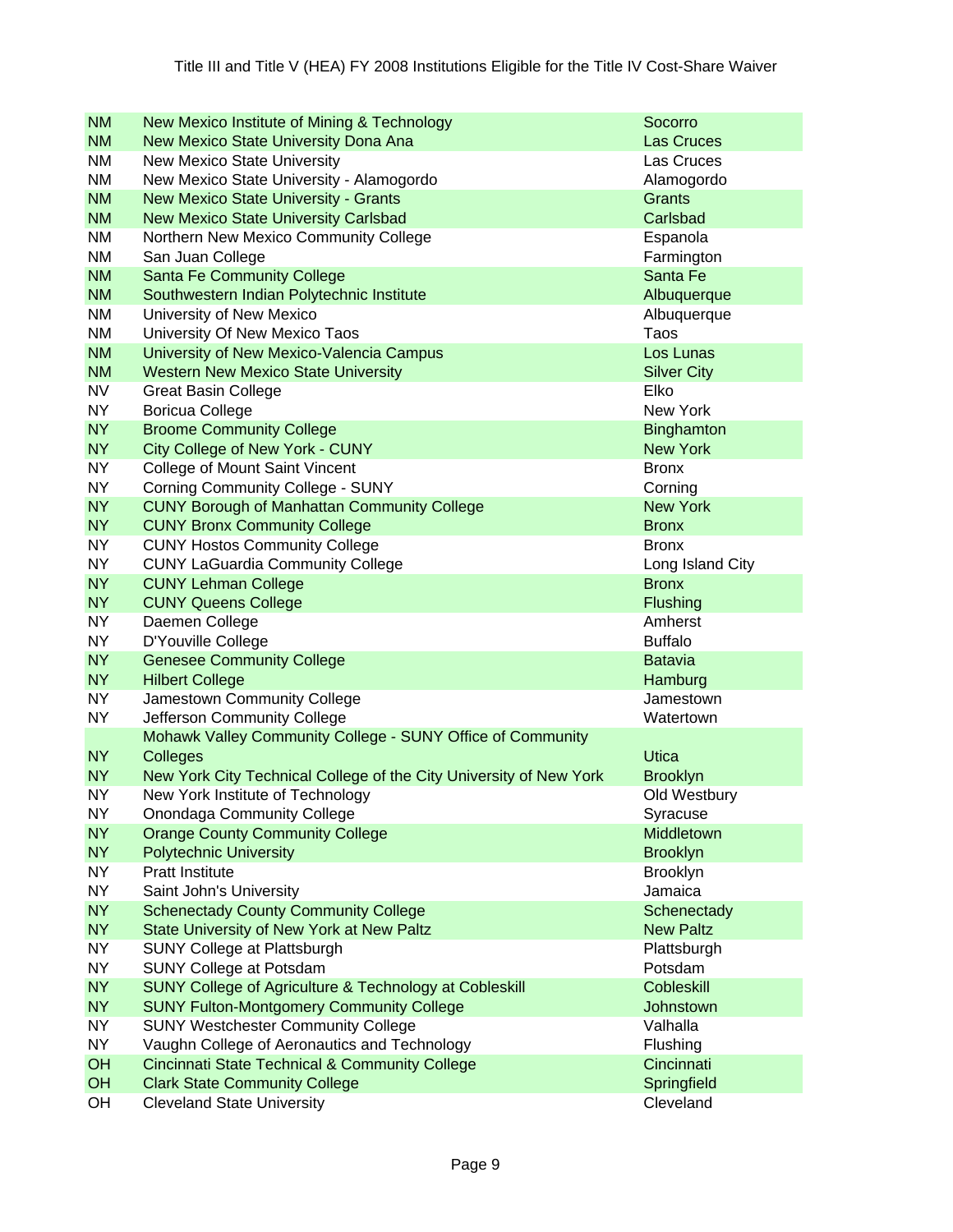Title III and Title V (HEA) FY 2008 Institutions Eligible for the Title IV Cost-Share Waiver

| | | |
|---|---|---|
| NM | New Mexico Institute of Mining & Technology | Socorro |
| NM | New Mexico State University Dona Ana | Las Cruces |
| NM | New Mexico State University | Las Cruces |
| NM | New Mexico State University - Alamogordo | Alamogordo |
| NM | New Mexico State University - Grants | Grants |
| NM | New Mexico State University Carlsbad | Carlsbad |
| NM | Northern New Mexico Community College | Espanola |
| NM | San Juan College | Farmington |
| NM | Santa Fe Community College | Santa Fe |
| NM | Southwestern Indian Polytechnic Institute | Albuquerque |
| NM | University of New Mexico | Albuquerque |
| NM | University Of New Mexico Taos | Taos |
| NM | University of New Mexico-Valencia Campus | Los Lunas |
| NM | Western New Mexico State University | Silver City |
| NV | Great Basin College | Elko |
| NY | Boricua College | New York |
| NY | Broome Community College | Binghamton |
| NY | City College of New York - CUNY | New York |
| NY | College of Mount Saint Vincent | Bronx |
| NY | Corning Community College - SUNY | Corning |
| NY | CUNY Borough of Manhattan Community College | New York |
| NY | CUNY Bronx Community College | Bronx |
| NY | CUNY Hostos Community College | Bronx |
| NY | CUNY LaGuardia Community College | Long Island City |
| NY | CUNY Lehman College | Bronx |
| NY | CUNY Queens College | Flushing |
| NY | Daemen College | Amherst |
| NY | D'Youville College | Buffalo |
| NY | Genesee Community College | Batavia |
| NY | Hilbert College | Hamburg |
| NY | Jamestown Community College | Jamestown |
| NY | Jefferson Community College | Watertown |
| NY | Mohawk Valley Community College - SUNY Office of Community Colleges | Utica |
| NY | New York City Technical College of the City University of New York | Brooklyn |
| NY | New York Institute of Technology | Old Westbury |
| NY | Onondaga Community College | Syracuse |
| NY | Orange County Community College | Middletown |
| NY | Polytechnic University | Brooklyn |
| NY | Pratt Institute | Brooklyn |
| NY | Saint John's University | Jamaica |
| NY | Schenectady County Community College | Schenectady |
| NY | State University of New York at New Paltz | New Paltz |
| NY | SUNY College at Plattsburgh | Plattsburgh |
| NY | SUNY College at Potsdam | Potsdam |
| NY | SUNY College of Agriculture & Technology at Cobleskill | Cobleskill |
| NY | SUNY Fulton-Montgomery Community College | Johnstown |
| NY | SUNY Westchester Community College | Valhalla |
| NY | Vaughn College of Aeronautics and Technology | Flushing |
| OH | Cincinnati State Technical & Community College | Cincinnati |
| OH | Clark State Community College | Springfield |
| OH | Cleveland State University | Cleveland |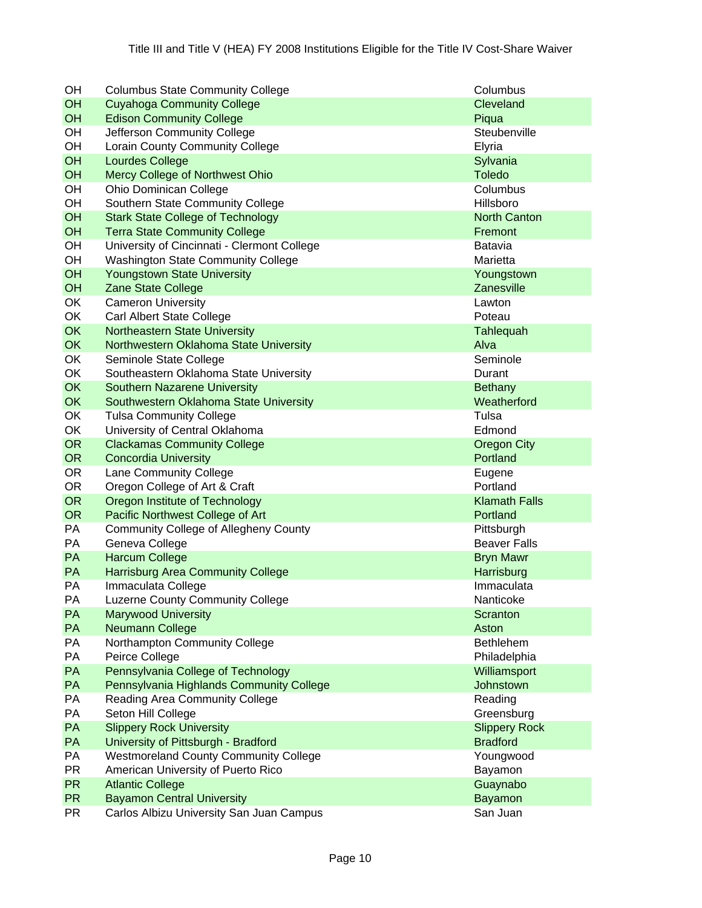| | | |
|---|---|---|
| OH | Columbus State Community College | Columbus |
| OH | Cuyahoga Community College | Cleveland |
| OH | Edison Community College | Piqua |
| OH | Jefferson Community College | Steubenville |
| OH | Lorain County Community College | Elyria |
| OH | Lourdes College | Sylvania |
| OH | Mercy College of Northwest Ohio | Toledo |
| OH | Ohio Dominican College | Columbus |
| OH | Southern State Community College | Hillsboro |
| OH | Stark State College of Technology | North Canton |
| OH | Terra State Community College | Fremont |
| OH | University of Cincinnati - Clermont College | Batavia |
| OH | Washington State Community College | Marietta |
| OH | Youngstown State University | Youngstown |
| OH | Zane State College | Zanesville |
| OK | Cameron University | Lawton |
| OK | Carl Albert State College | Poteau |
| OK | Northeastern State University | Tahlequah |
| OK | Northwestern Oklahoma State University | Alva |
| OK | Seminole State College | Seminole |
| OK | Southeastern Oklahoma State University | Durant |
| OK | Southern Nazarene University | Bethany |
| OK | Southwestern Oklahoma State University | Weatherford |
| OK | Tulsa Community College | Tulsa |
| OK | University of Central Oklahoma | Edmond |
| OR | Clackamas Community College | Oregon City |
| OR | Concordia University | Portland |
| OR | Lane Community College | Eugene |
| OR | Oregon College of Art & Craft | Portland |
| OR | Oregon Institute of Technology | Klamath Falls |
| OR | Pacific Northwest College of Art | Portland |
| PA | Community College of Allegheny County | Pittsburgh |
| PA | Geneva College | Beaver Falls |
| PA | Harcum College | Bryn Mawr |
| PA | Harrisburg Area Community College | Harrisburg |
| PA | Immaculata College | Immaculata |
| PA | Luzerne County Community College | Nanticoke |
| PA | Marywood University | Scranton |
| PA | Neumann College | Aston |
| PA | Northampton Community College | Bethlehem |
| PA | Peirce College | Philadelphia |
| PA | Pennsylvania College of Technology | Williamsport |
| PA | Pennsylvania Highlands Community College | Johnstown |
| PA | Reading Area Community College | Reading |
| PA | Seton Hill College | Greensburg |
| PA | Slippery Rock University | Slippery Rock |
| PA | University of Pittsburgh - Bradford | Bradford |
| PA | Westmoreland County Community College | Youngwood |
| PR | American University of Puerto Rico | Bayamon |
| PR | Atlantic College | Guaynabo |
| PR | Bayamon Central University | Bayamon |
| PR | Carlos Albizu University San Juan Campus | San Juan |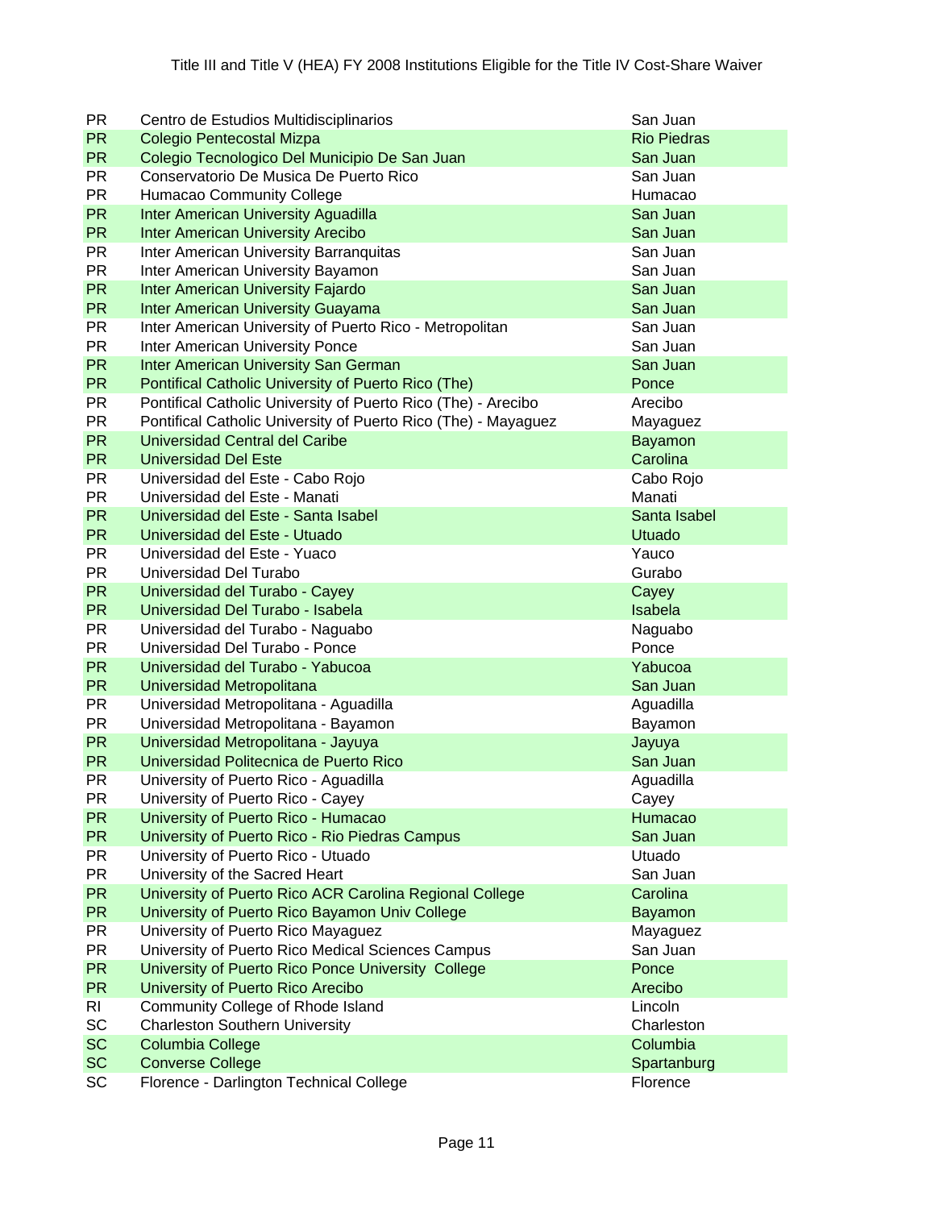Title III and Title V (HEA) FY 2008 Institutions Eligible for the Title IV Cost-Share Waiver

| | | |
|---|---|---|
| PR | Centro de Estudios Multidisciplinarios | San Juan |
| PR | Colegio Pentecostal Mizpa | Rio Piedras |
| PR | Colegio Tecnologico Del Municipio De San Juan | San Juan |
| PR | Conservatorio De Musica De Puerto Rico | San Juan |
| PR | Humacao Community College | Humacao |
| PR | Inter American University Aguadilla | San Juan |
| PR | Inter American University Arecibo | San Juan |
| PR | Inter American University Barranquitas | San Juan |
| PR | Inter American University Bayamon | San Juan |
| PR | Inter American University Fajardo | San Juan |
| PR | Inter American University Guayama | San Juan |
| PR | Inter American University of Puerto Rico - Metropolitan | San Juan |
| PR | Inter American University Ponce | San Juan |
| PR | Inter American University San German | San Juan |
| PR | Pontifical Catholic University of Puerto Rico (The) | Ponce |
| PR | Pontifical Catholic University of Puerto Rico (The) - Arecibo | Arecibo |
| PR | Pontifical Catholic University of Puerto Rico (The) - Mayaguez | Mayaguez |
| PR | Universidad Central del Caribe | Bayamon |
| PR | Universidad Del Este | Carolina |
| PR | Universidad del Este - Cabo Rojo | Cabo Rojo |
| PR | Universidad del Este - Manati | Manati |
| PR | Universidad del Este - Santa Isabel | Santa Isabel |
| PR | Universidad del Este - Utuado | Utuado |
| PR | Universidad del Este - Yuaco | Yauco |
| PR | Universidad Del Turabo | Gurabo |
| PR | Universidad del Turabo - Cayey | Cayey |
| PR | Universidad Del Turabo - Isabela | Isabela |
| PR | Universidad del Turabo - Naguabo | Naguabo |
| PR | Universidad Del Turabo - Ponce | Ponce |
| PR | Universidad del Turabo - Yabucoa | Yabucoa |
| PR | Universidad Metropolitana | San Juan |
| PR | Universidad Metropolitana - Aguadilla | Aguadilla |
| PR | Universidad Metropolitana - Bayamon | Bayamon |
| PR | Universidad Metropolitana - Jayuya | Jayuya |
| PR | Universidad Politecnica de Puerto Rico | San Juan |
| PR | University of Puerto Rico - Aguadilla | Aguadilla |
| PR | University of Puerto Rico - Cayey | Cayey |
| PR | University of Puerto Rico - Humacao | Humacao |
| PR | University of Puerto Rico - Rio Piedras Campus | San Juan |
| PR | University of Puerto Rico - Utuado | Utuado |
| PR | University of the Sacred Heart | San Juan |
| PR | University of Puerto Rico ACR Carolina Regional College | Carolina |
| PR | University of Puerto Rico Bayamon Univ College | Bayamon |
| PR | University of Puerto Rico Mayaguez | Mayaguez |
| PR | University of Puerto Rico Medical Sciences Campus | San Juan |
| PR | University of Puerto Rico Ponce University College | Ponce |
| PR | University of Puerto Rico Arecibo | Arecibo |
| RI | Community College of Rhode Island | Lincoln |
| SC | Charleston Southern University | Charleston |
| SC | Columbia College | Columbia |
| SC | Converse College | Spartanburg |
| SC | Florence - Darlington Technical College | Florence |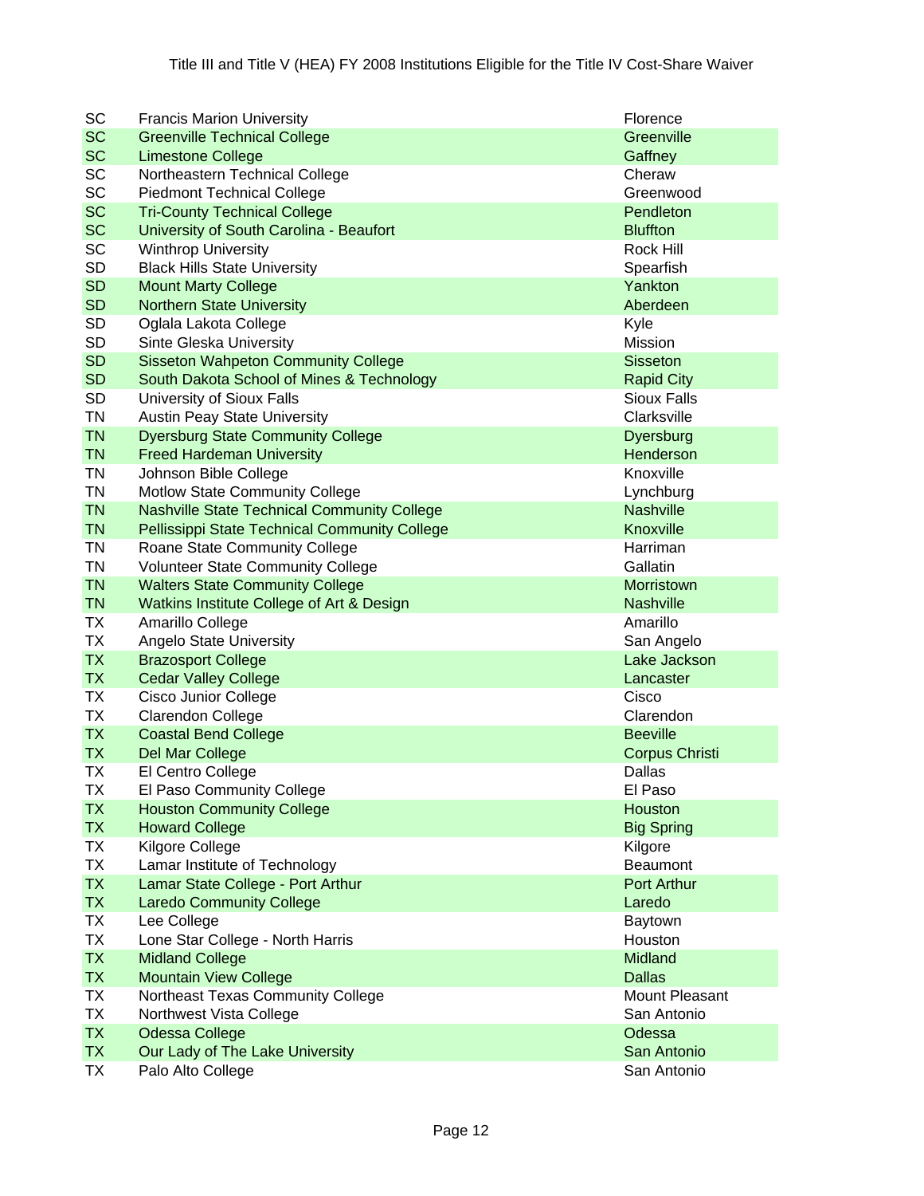| | | |
|---|---|---|
| SC | Francis Marion University | Florence |
| SC | Greenville Technical College | Greenville |
| SC | Limestone College | Gaffney |
| SC | Northeastern Technical College | Cheraw |
| SC | Piedmont Technical College | Greenwood |
| SC | Tri-County Technical College | Pendleton |
| SC | University of South Carolina - Beaufort | Bluffton |
| SC | Winthrop University | Rock Hill |
| SD | Black Hills State University | Spearfish |
| SD | Mount Marty College | Yankton |
| SD | Northern State University | Aberdeen |
| SD | Oglala Lakota College | Kyle |
| SD | Sinte Gleska University | Mission |
| SD | Sisseton Wahpeton Community College | Sisseton |
| SD | South Dakota School of Mines & Technology | Rapid City |
| SD | University of Sioux Falls | Sioux Falls |
| TN | Austin Peay State University | Clarksville |
| TN | Dyersburg State Community College | Dyersburg |
| TN | Freed Hardeman University | Henderson |
| TN | Johnson Bible College | Knoxville |
| TN | Motlow State Community College | Lynchburg |
| TN | Nashville State Technical Community College | Nashville |
| TN | Pellissippi State Technical Community College | Knoxville |
| TN | Roane State Community College | Harriman |
| TN | Volunteer State Community College | Gallatin |
| TN | Walters State Community College | Morristown |
| TN | Watkins Institute College of Art & Design | Nashville |
| TX | Amarillo College | Amarillo |
| TX | Angelo State University | San Angelo |
| TX | Brazosport College | Lake Jackson |
| TX | Cedar Valley College | Lancaster |
| TX | Cisco Junior College | Cisco |
| TX | Clarendon College | Clarendon |
| TX | Coastal Bend College | Beeville |
| TX | Del Mar College | Corpus Christi |
| TX | El Centro College | Dallas |
| TX | El Paso Community College | El Paso |
| TX | Houston Community College | Houston |
| TX | Howard College | Big Spring |
| TX | Kilgore College | Kilgore |
| TX | Lamar Institute of Technology | Beaumont |
| TX | Lamar State College - Port Arthur | Port Arthur |
| TX | Laredo Community College | Laredo |
| TX | Lee College | Baytown |
| TX | Lone Star College - North Harris | Houston |
| TX | Midland College | Midland |
| TX | Mountain View College | Dallas |
| TX | Northeast Texas Community College | Mount Pleasant |
| TX | Northwest Vista College | San Antonio |
| TX | Odessa College | Odessa |
| TX | Our Lady of The Lake University | San Antonio |
| TX | Palo Alto College | San Antonio |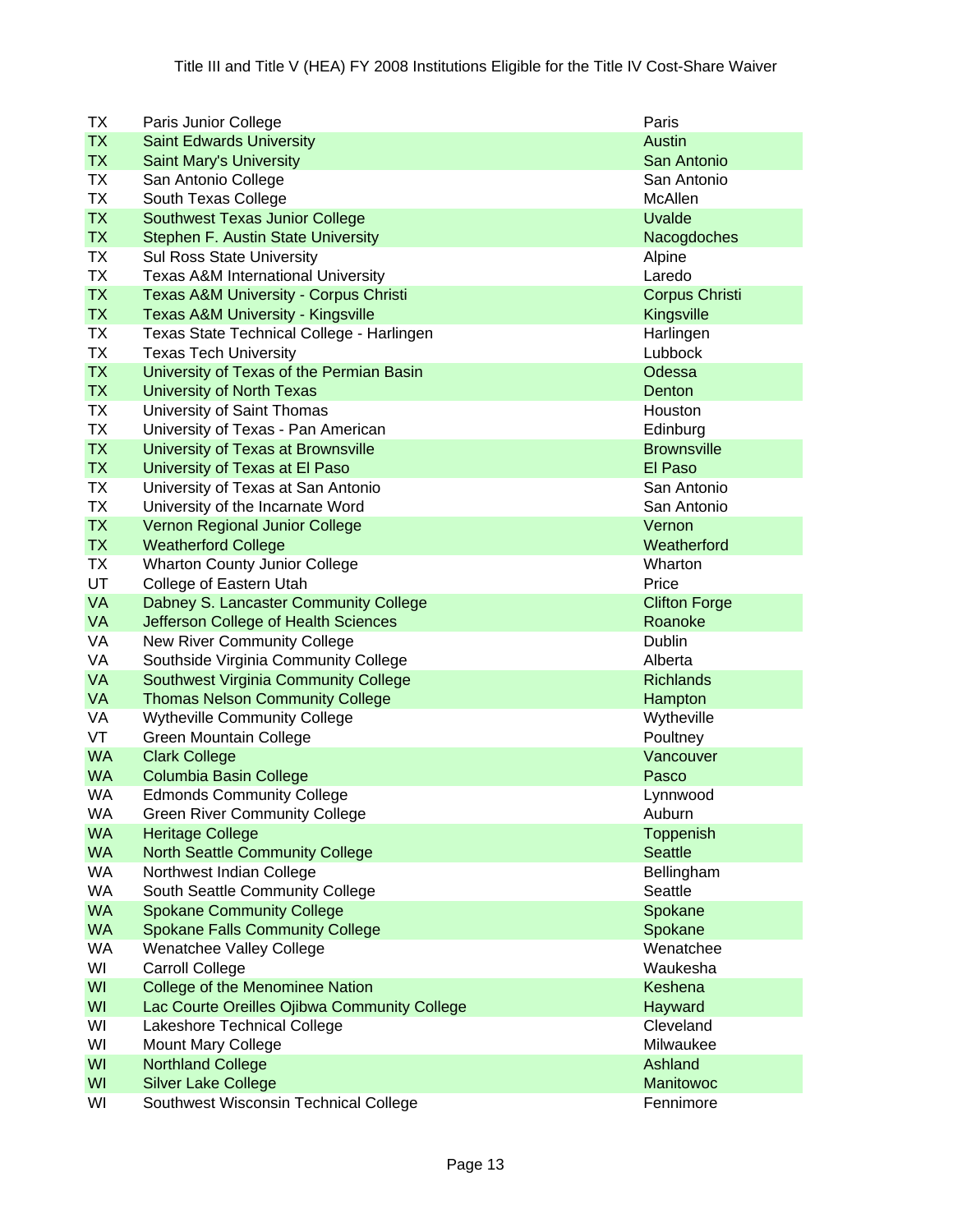Title III and Title V (HEA) FY 2008 Institutions Eligible for the Title IV Cost-Share Waiver

| State | Institution | City |
|---|---|---|
| TX | Paris Junior College | Paris |
| TX | Saint Edwards University | Austin |
| TX | Saint Mary's University | San Antonio |
| TX | San Antonio College | San Antonio |
| TX | South Texas College | McAllen |
| TX | Southwest Texas Junior College | Uvalde |
| TX | Stephen F. Austin State University | Nacogdoches |
| TX | Sul Ross State University | Alpine |
| TX | Texas A&M International University | Laredo |
| TX | Texas A&M University - Corpus Christi | Corpus Christi |
| TX | Texas A&M University - Kingsville | Kingsville |
| TX | Texas State Technical College - Harlingen | Harlingen |
| TX | Texas Tech University | Lubbock |
| TX | University of Texas of the Permian Basin | Odessa |
| TX | University of North Texas | Denton |
| TX | University of Saint Thomas | Houston |
| TX | University of Texas - Pan American | Edinburg |
| TX | University of Texas at Brownsville | Brownsville |
| TX | University of Texas at El Paso | El Paso |
| TX | University of Texas at San Antonio | San Antonio |
| TX | University of the Incarnate Word | San Antonio |
| TX | Vernon Regional Junior College | Vernon |
| TX | Weatherford College | Weatherford |
| TX | Wharton County Junior College | Wharton |
| UT | College of Eastern Utah | Price |
| VA | Dabney S. Lancaster Community College | Clifton Forge |
| VA | Jefferson College of Health Sciences | Roanoke |
| VA | New River Community College | Dublin |
| VA | Southside Virginia Community College | Alberta |
| VA | Southwest Virginia Community College | Richlands |
| VA | Thomas Nelson Community College | Hampton |
| VA | Wytheville Community College | Wytheville |
| VT | Green Mountain College | Poultney |
| WA | Clark College | Vancouver |
| WA | Columbia Basin College | Pasco |
| WA | Edmonds Community College | Lynnwood |
| WA | Green River Community College | Auburn |
| WA | Heritage College | Toppenish |
| WA | North Seattle Community College | Seattle |
| WA | Northwest Indian College | Bellingham |
| WA | South Seattle Community College | Seattle |
| WA | Spokane Community College | Spokane |
| WA | Spokane Falls Community College | Spokane |
| WA | Wenatchee Valley College | Wenatchee |
| WI | Carroll College | Waukesha |
| WI | College of the Menominee Nation | Keshena |
| WI | Lac Courte Oreilles Ojibwa Community College | Hayward |
| WI | Lakeshore Technical College | Cleveland |
| WI | Mount Mary College | Milwaukee |
| WI | Northland College | Ashland |
| WI | Silver Lake College | Manitowoc |
| WI | Southwest Wisconsin Technical College | Fennimore |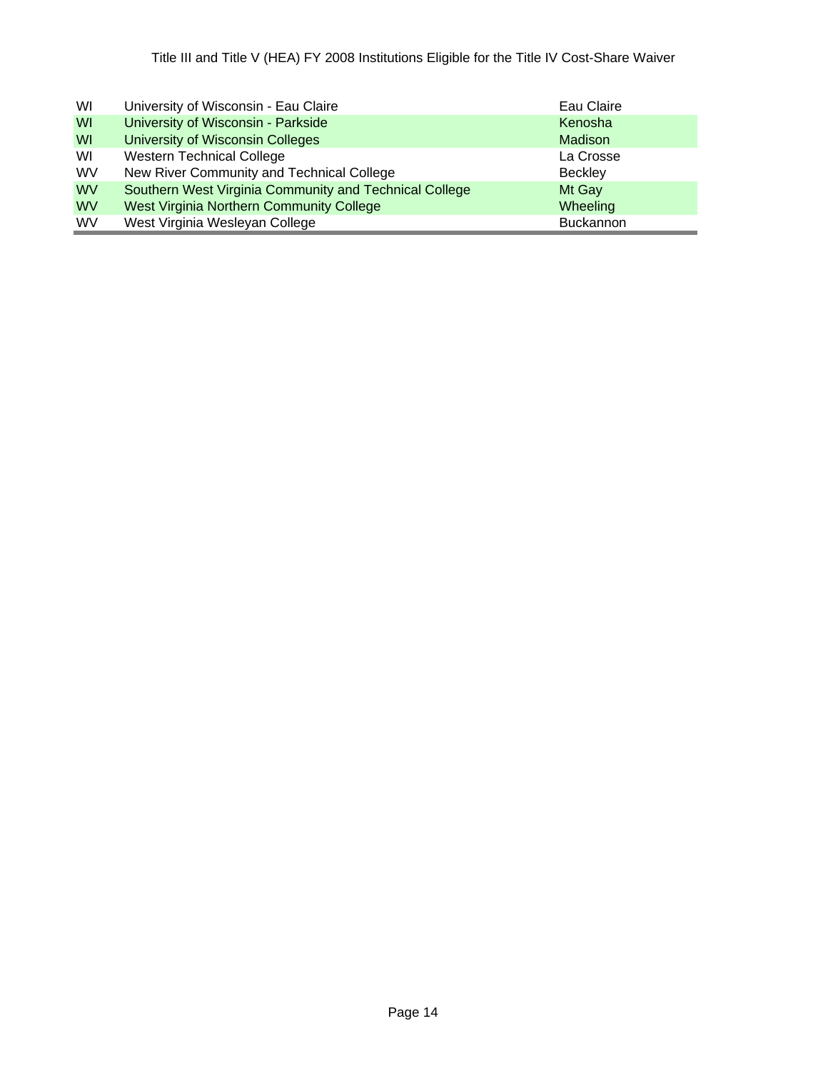| | | |
|---|---|---|
| WI | University of Wisconsin - Eau Claire | Eau Claire |
| WI | University of Wisconsin - Parkside | Kenosha |
| WI | University of Wisconsin Colleges | Madison |
| WI | Western Technical College | La Crosse |
| WV | New River Community and Technical College | Beckley |
| WV | Southern West Virginia Community and Technical College | Mt Gay |
| WV | West Virginia Northern Community College | Wheeling |
| WV | West Virginia Wesleyan College | Buckannon |